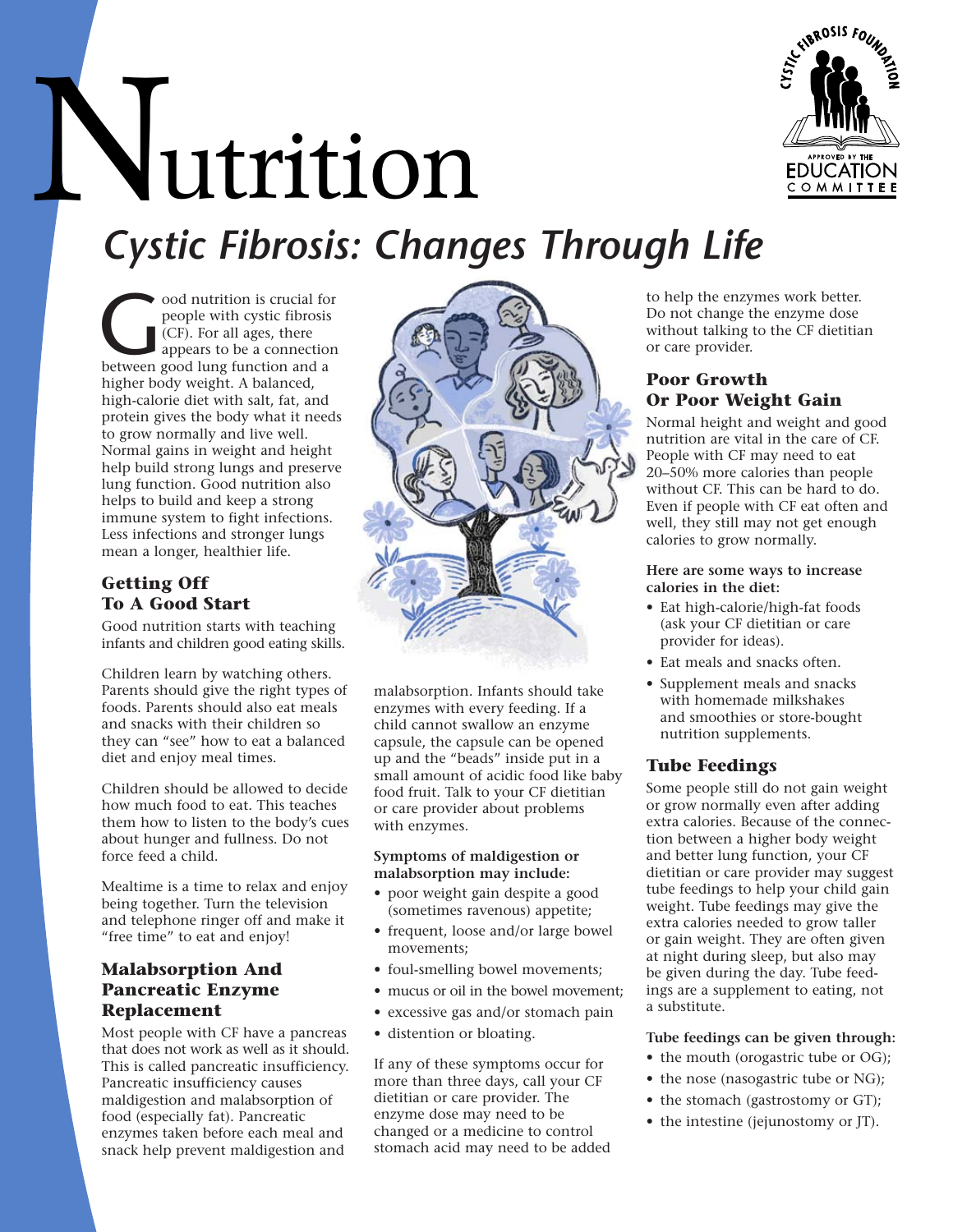# Nutrition

## *Cystic Fibrosis: Changes Through Life*

Good nutrition is crucial for people with cystic fibrosis (CF). For all ages, there appears to be a connection between good lung function and a higher body weight. A balanced, high-calorie diet with salt, fat, and protein gives the body what it needs to grow normally and live well. Normal gains in weight and height help build strong lungs and preserve lung function. Good nutrition also helps to build and keep a strong immune system to fight infections. Less infections and stronger lungs mean a longer, healthier life.

### Getting Off To A Good Start

Good nutrition starts with teaching infants and children good eating skills.

Children learn by watching others. Parents should give the right types of foods. Parents should also eat meals and snacks with their children so they can "see" how to eat a balanced diet and enjoy meal times.

Children should be allowed to decide how much food to eat. This teaches them how to listen to the body's cues about hunger and fullness. Do not force feed a child.

Mealtime is a time to relax and enjoy being together. Turn the television and telephone ringer off and make it "free time" to eat and enjoy!

### Malabsorption And Pancreatic Enzyme Replacement

Most people with CF have a pancreas that does not work as well as it should. This is called pancreatic insufficiency. Pancreatic insufficiency causes maldigestion and malabsorption of food (especially fat). Pancreatic enzymes taken before each meal and snack help prevent maldigestion and malabsorption. Infants should take enzymes with every feeding. If a child cannot swallow an enzyme capsule, the capsule can be opened up and the "beads" inside put in a small amount of acidic food like baby food fruit. Talk to your CF dietitian or care provider about problems with enzymes.

**Symptoms of maldigestion or malabsorption may include:**

- poor weight gain despite a good (sometimes ravenous) appetite;
- frequent, loose and/or large bowel movements;
- foul-smelling bowel movements;
- mucus or oil in the bowel movement;
- excessive gas and/or stomach pain
- distention or bloating.

If any of these symptoms occur for more than three days, call your CF dietitian or care provider. The enzyme dose may need to be changed or a medicine to control stomach acid may need to be added to help the enzymes work better. Do not change the enzyme dose without talking to the CF dietitian or care provider.

### Poor Growth Or Poor Weight Gain

Normal height and weight and good nutrition are vital in the care of CF. People with CF may need to eat 20–50% more calories than people without CF. This can be hard to do. Even if people with CF eat often and well, they still may not get enough calories to grow normally.

**Here are some ways to increase calories in the diet:**

- Eat high-calorie/high-fat foods (ask your CF dietitian or care provider for ideas).
- Eat meals and snacks often.
- Supplement meals and snacks with homemade milkshakes and smoothies or store-bought nutrition supplements.

### Tube Feedings

Some people still do not gain weight or grow normally even after adding extra calories. Because of the connection between a higher body weight and better lung function, your CF dietitian or care provider may suggest tube feedings to help your child gain weight. Tube feedings may give the extra calories needed to grow taller or gain weight. They are often given at night during sleep, but also may be given during the day. Tube feedings are a supplement to eating, not a substitute.

**Tube feedings can be given through:**

- the mouth (orogastric tube or OG);
- the nose (nasogastric tube or NG);
- the stomach (gastrostomy or GT);
- the intestine (jejunostomy or JT).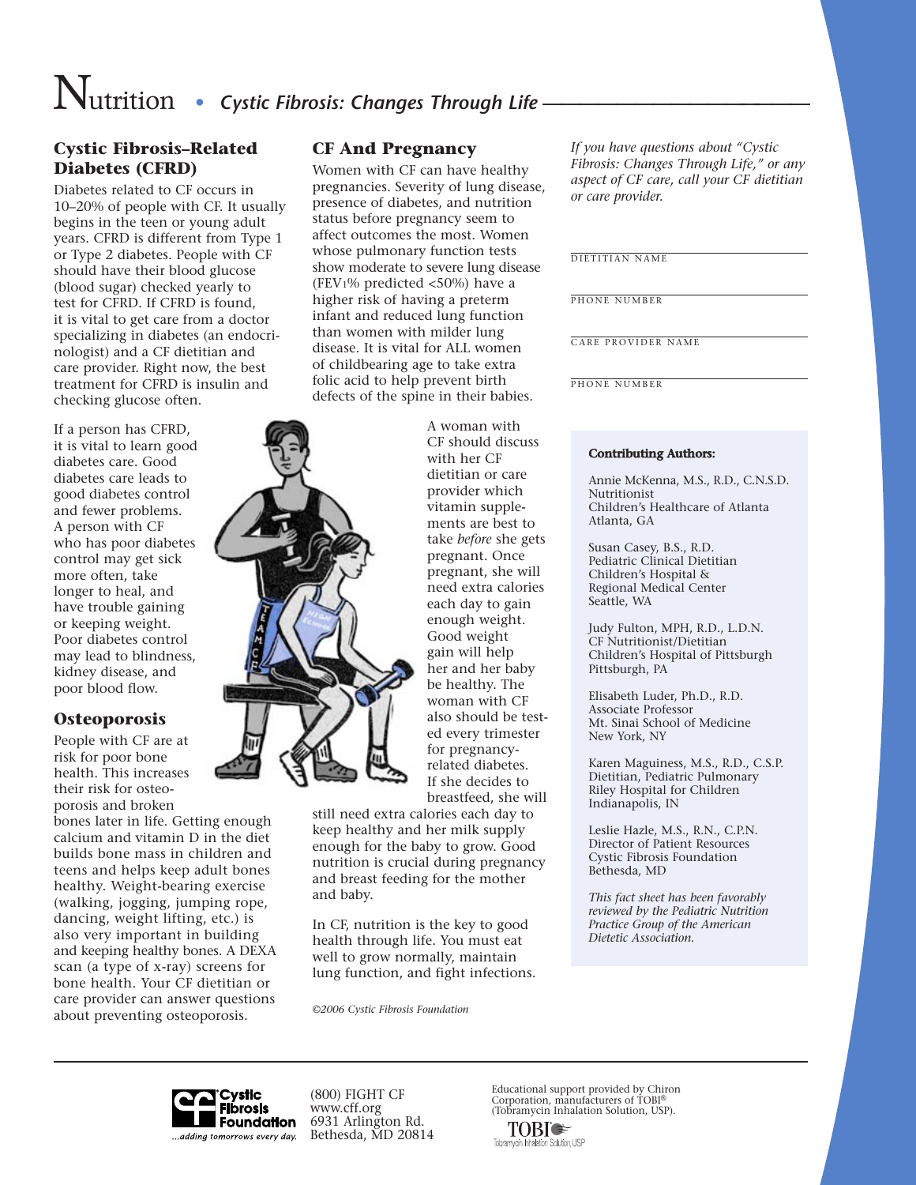# Nutrition • *Cystic Fibrosis: Changes Through Life*

## Cystic Fibrosis–Related Diabetes (CFRD)

Diabetes related to CF occurs in 10–20% of people with CF. It usually begins in the teen or young adult years. CFRD is different from Type 1 or Type 2 diabetes. People with CF should have their blood glucose (blood sugar) checked yearly to test for CFRD. If CFRD is found, it is vital to get care from a doctor specializing in diabetes (an endocrinologist) and a CF dietitian and care provider. Right now, the best treatment for CFRD is insulin and checking glucose often.

If a person has CFRD, it is vital to learn good diabetes care. Good diabetes care leads to good diabetes control and fewer problems. A person with CF who has poor diabetes control may get sick more often, take longer to heal, and have trouble gaining or keeping weight. Poor diabetes control may lead to blindness, kidney disease, and poor blood flow.

## Osteoporosis

People with CF are at risk for poor bone health. This increases their risk for osteoporosis and broken bones later in life. Getting enough calcium and vitamin D in the diet builds bone mass in children and teens and helps keep adult bones healthy. Weight-bearing exercise (walking, jogging, jumping rope, dancing, weight lifting, etc.) is also very important in building and keeping healthy bones. A DEXA scan (a type of x-ray) screens for bone health. Your CF dietitian or care provider can answer questions about preventing osteoporosis.

## CF And Pregnancy

Women with CF can have healthy pregnancies. Severity of lung disease, presence of diabetes, and nutrition status before pregnancy seem to affect outcomes the most. Women whose pulmonary function tests show moderate to severe lung disease ($FEV_1$% predicted <50%) have a higher risk of having a preterm infant and reduced lung function than women with milder lung disease. It is vital for ALL women of childbearing age to take extra folic acid to help prevent birth defects of the spine in their babies.

A woman with CF should discuss with her CF dietitian or care provider which vitamin supplements are best to take *before* she gets pregnant. Once pregnant, she will need extra calories each day to gain enough weight. Good weight gain will help her and her baby be healthy. The woman with CF also should be tested every trimester for pregnancy-related diabetes. If she decides to breastfeed, she will still need extra calories each day to keep healthy and her milk supply enough for the baby to grow. Good nutrition is crucial during pregnancy and breast feeding for the mother and baby.

In CF, nutrition is the key to good health through life. You must eat well to grow normally, maintain lung function, and fight infections.

*©2006 Cystic Fibrosis Foundation*

*If you have questions about "Cystic Fibrosis: Changes Through Life," or any aspect of CF care, call your CF dietitian or care provider.*

DIETITIAN NAME

PHONE NUMBER

CARE PROVIDER NAME

PHONE NUMBER

**Contributing Authors:**

Annie McKenna, M.S., R.D., C.N.S.D.
Nutritionist
Children's Healthcare of Atlanta
Atlanta, GA

Susan Casey, B.S., R.D.
Pediatric Clinical Dietitian
Children's Hospital &
Regional Medical Center
Seattle, WA

Judy Fulton, MPH, R.D., L.D.N.
CF Nutritionist/Dietitian
Children's Hospital of Pittsburgh
Pittsburgh, PA

Elisabeth Luder, Ph.D., R.D.
Associate Professor
Mt. Sinai School of Medicine
New York, NY

Karen Maguiness, M.S., R.D., C.S.P.
Dietitian, Pediatric Pulmonary
Riley Hospital for Children
Indianapolis, IN

Leslie Hazle, M.S., R.N., C.P.N.
Director of Patient Resources
Cystic Fibrosis Foundation
Bethesda, MD

*This fact sheet has been favorably reviewed by the Pediatric Nutrition Practice Group of the American Dietetic Association.*

Cystic Fibrosis Foundation
...adding tomorrows every day.

(800) FIGHT CF
www.cff.org
6931 Arlington Rd.
Bethesda, MD 20814

Educational support provided by Chiron Corporation, manufacturers of TOBI® (Tobramycin Inhalation Solution, USP).

TOBI
Tobramycin Inhalation Solution, USP